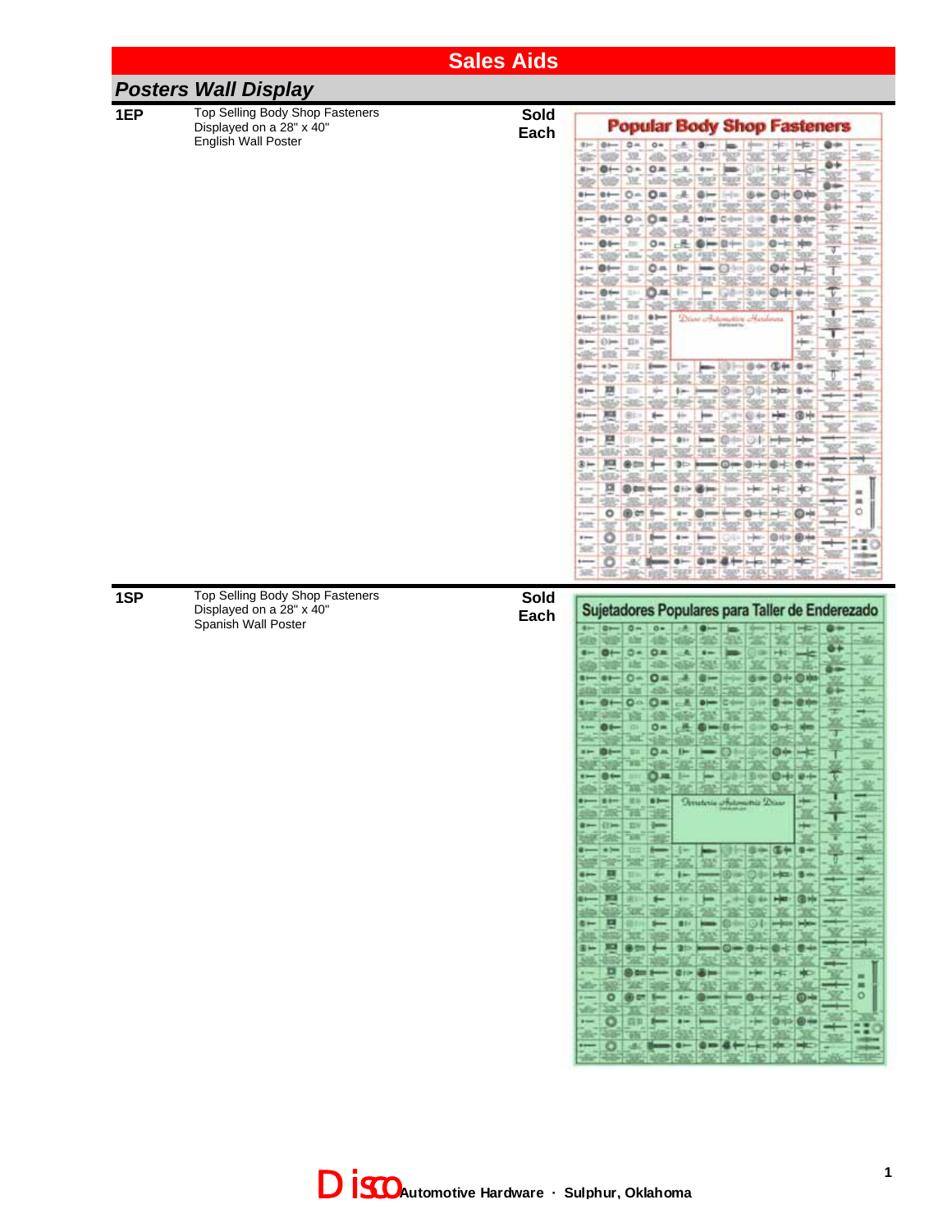# Sales Aids

## *Posters Wall Display*

| | | |
|---|---|---|
| **1EP** | Top Selling Body Shop Fasteners<br>Displayed on a 28" x 40"<br>English Wall Poster | **Sold Each** |
| **1SP** | Top Selling Body Shop Fasteners<br>Displayed on a 28" x 40"<br>Spanish Wall Poster | **Sold Each** |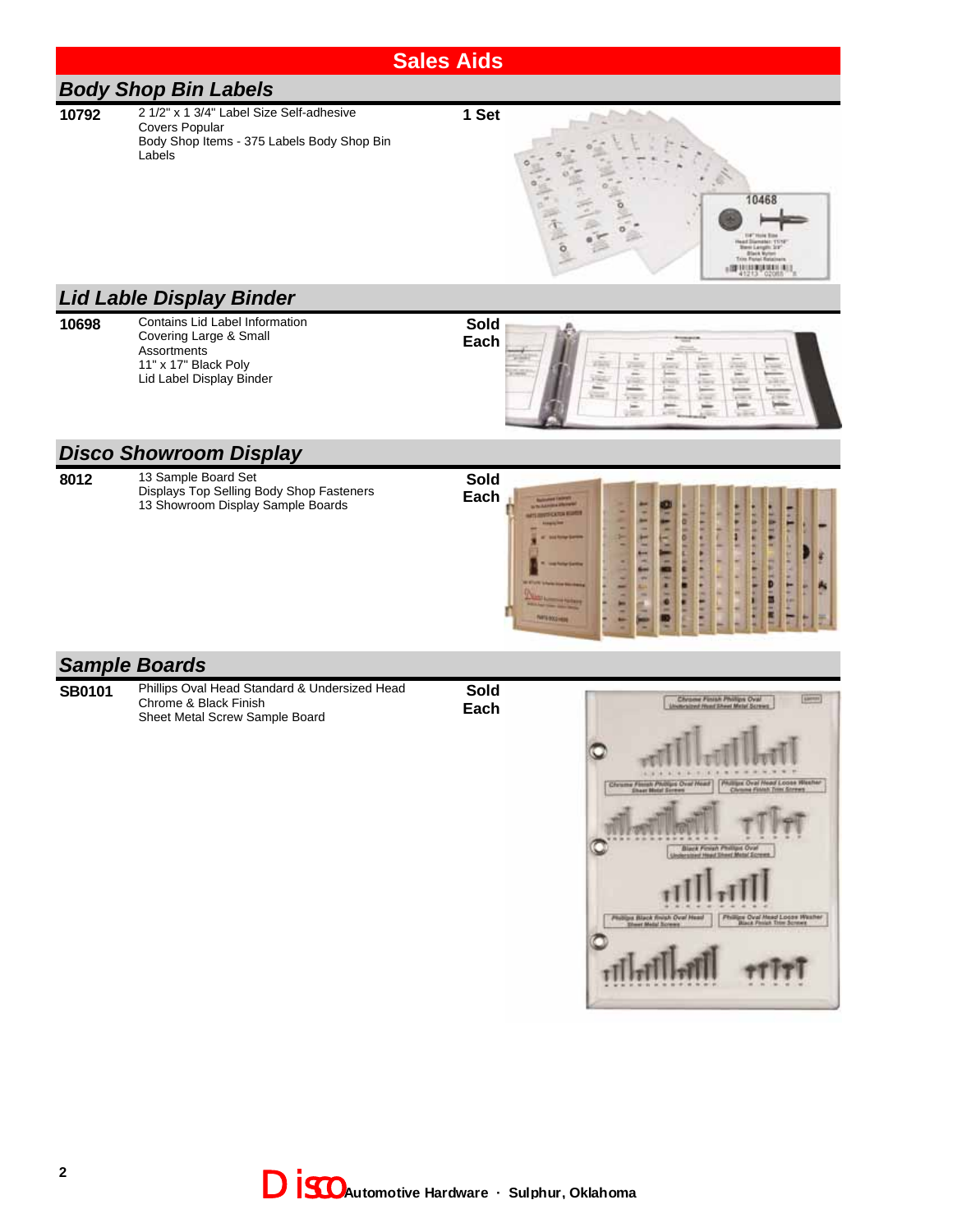# Sales Aids

## *Body Shop Bin Labels*

**10792** 2 1/2" x 1 3/4" Label Size Self-adhesive Covers Popular Body Shop Items - 375 Labels Body Shop Bin Labels **1 Set**

## *Lid Lable Display Binder*

**10698** Contains Lid Label Information Covering Large & Small Assortments 11" x 17" Black Poly Lid Label Display Binder **Sold Each**

## *Disco Showroom Display*

**8012** 13 Sample Board Set Displays Top Selling Body Shop Fasteners 13 Showroom Display Sample Boards **Sold Each**

## *Sample Boards*

**SB0101** Phillips Oval Head Standard & Undersized Head Chrome & Black Finish Sheet Metal Screw Sample Board **Sold Each**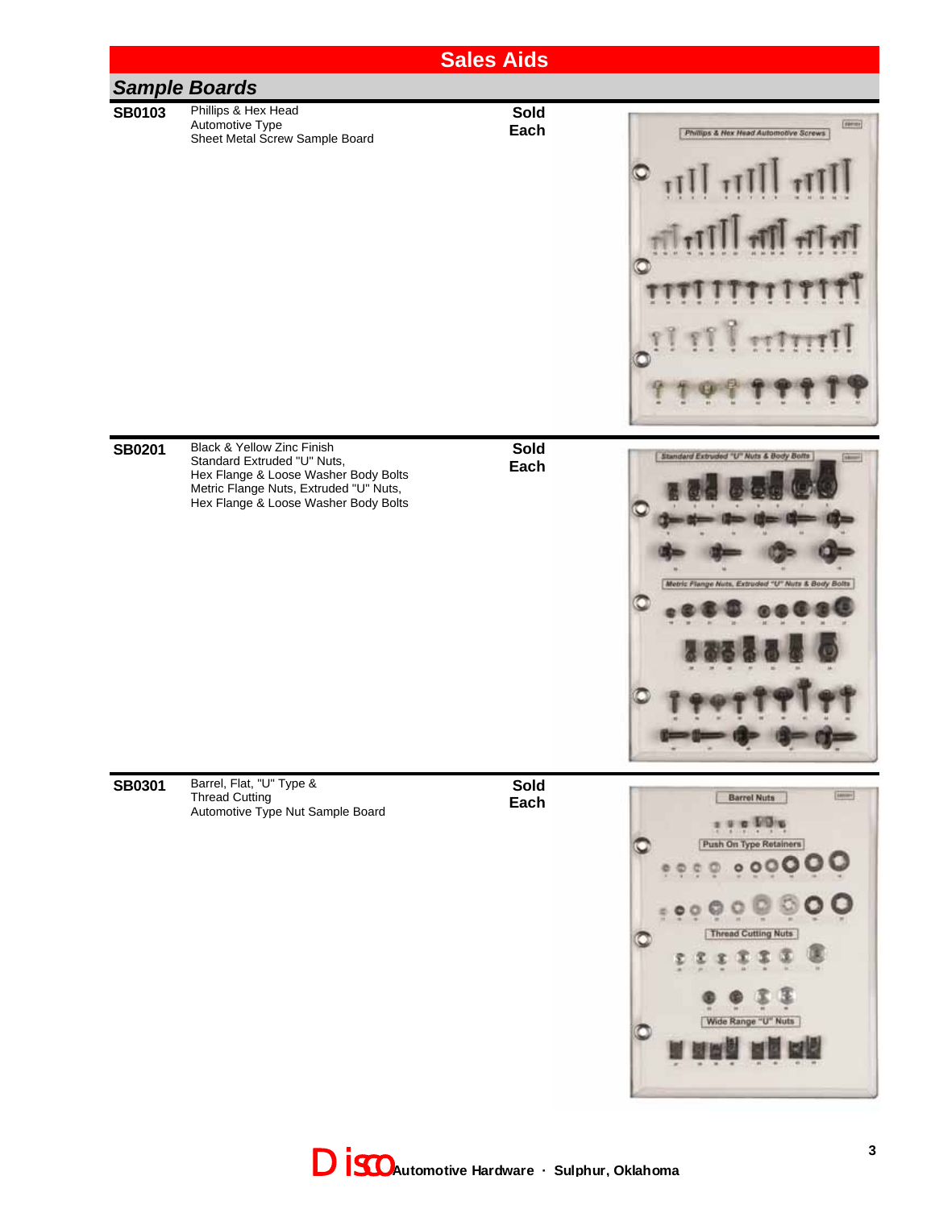# Sales Aids

## *Sample Boards*

| | | |
|---|---|---|
| **SB0103** | Phillips & Hex Head<br>Automotive Type<br>Sheet Metal Screw Sample Board | **Sold Each** |
| **SB0201** | Black & Yellow Zinc Finish<br>Standard Extruded "U" Nuts,<br>Hex Flange & Loose Washer Body Bolts<br>Metric Flange Nuts, Extruded "U" Nuts,<br>Hex Flange & Loose Washer Body Bolts | **Sold Each** |
| **SB0301** | Barrel, Flat, "U" Type &<br>Thread Cutting<br>Automotive Type Nut Sample Board | **Sold Each** |

Disco Automotive Hardware · Sulphur, Oklahoma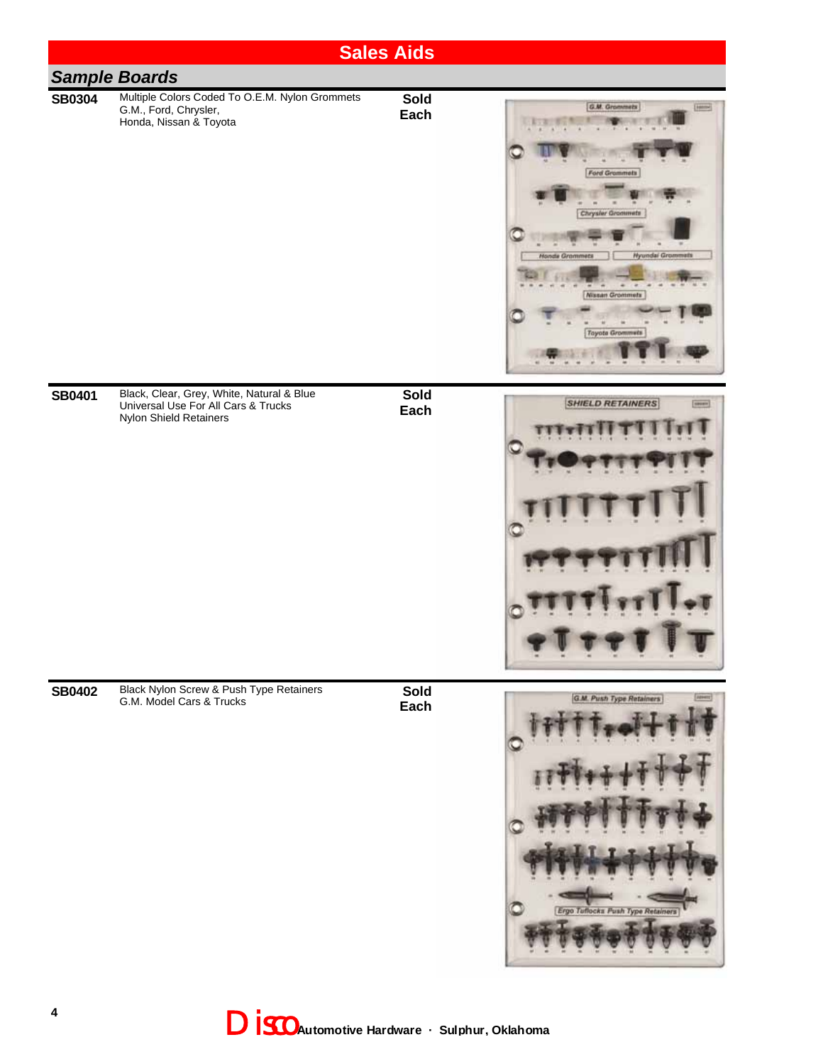## Sales Aids

### *Sample Boards*

**SB0304** Multiple Colors Coded To O.E.M. Nylon Grommets
G.M., Ford, Chrysler,
Honda, Nissan & Toyota

**Sold Each**

**SB0401** Black, Clear, Grey, White, Natural & Blue
Universal Use For All Cars & Trucks
Nylon Shield Retainers

**Sold Each**

**SB0402** Black Nylon Screw & Push Type Retainers
G.M. Model Cars & Trucks

**Sold Each**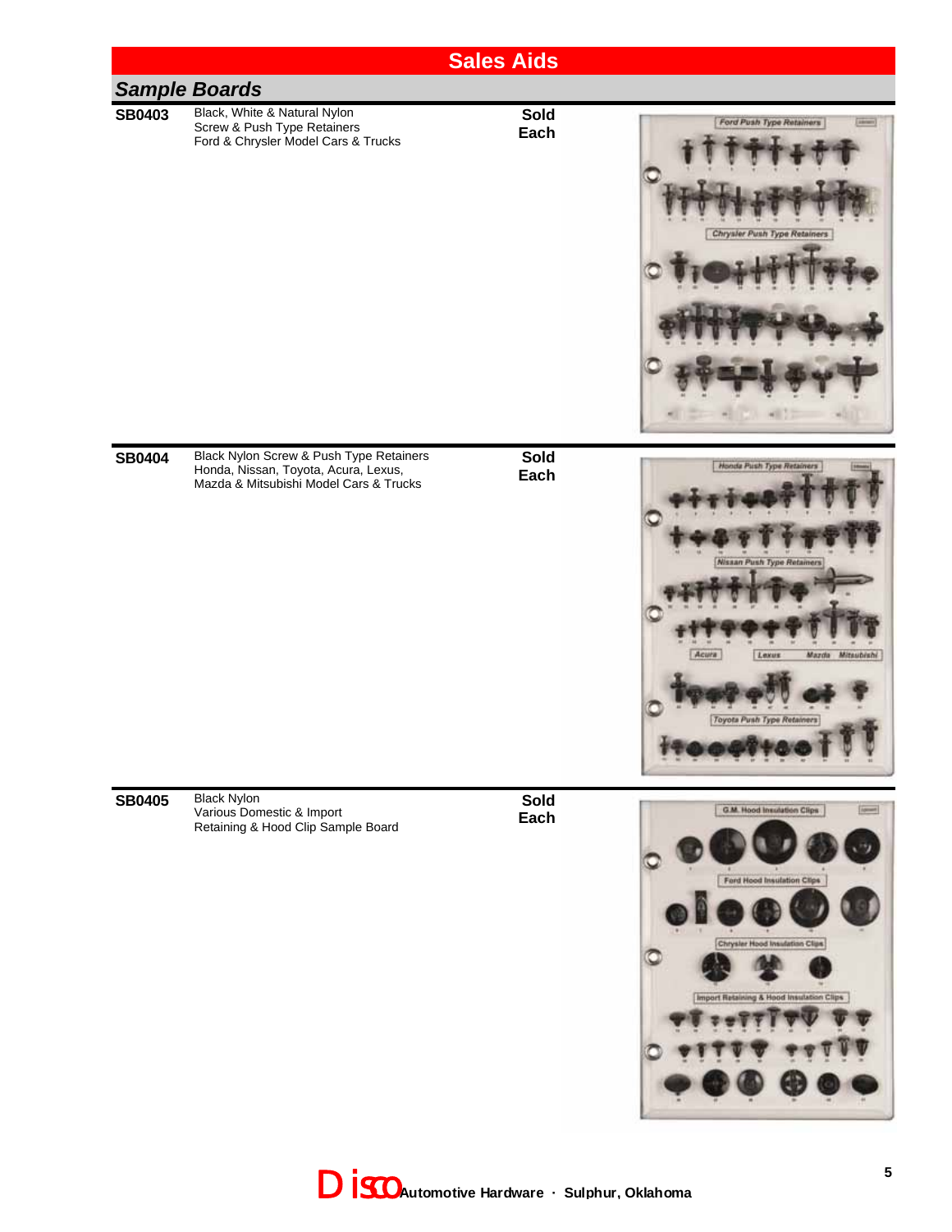# Sales Aids

## *Sample Boards*

**SB0403** Black, White & Natural Nylon
Screw & Push Type Retainers
Ford & Chrysler Model Cars & Trucks

**Sold Each**

**SB0404** Black Nylon Screw & Push Type Retainers
Honda, Nissan, Toyota, Acura, Lexus,
Mazda & Mitsubishi Model Cars & Trucks

**Sold Each**

**SB0405** Black Nylon
Various Domestic & Import
Retaining & Hood Clip Sample Board

**Sold Each**

Disco Automotive Hardware · Sulphur, Oklahoma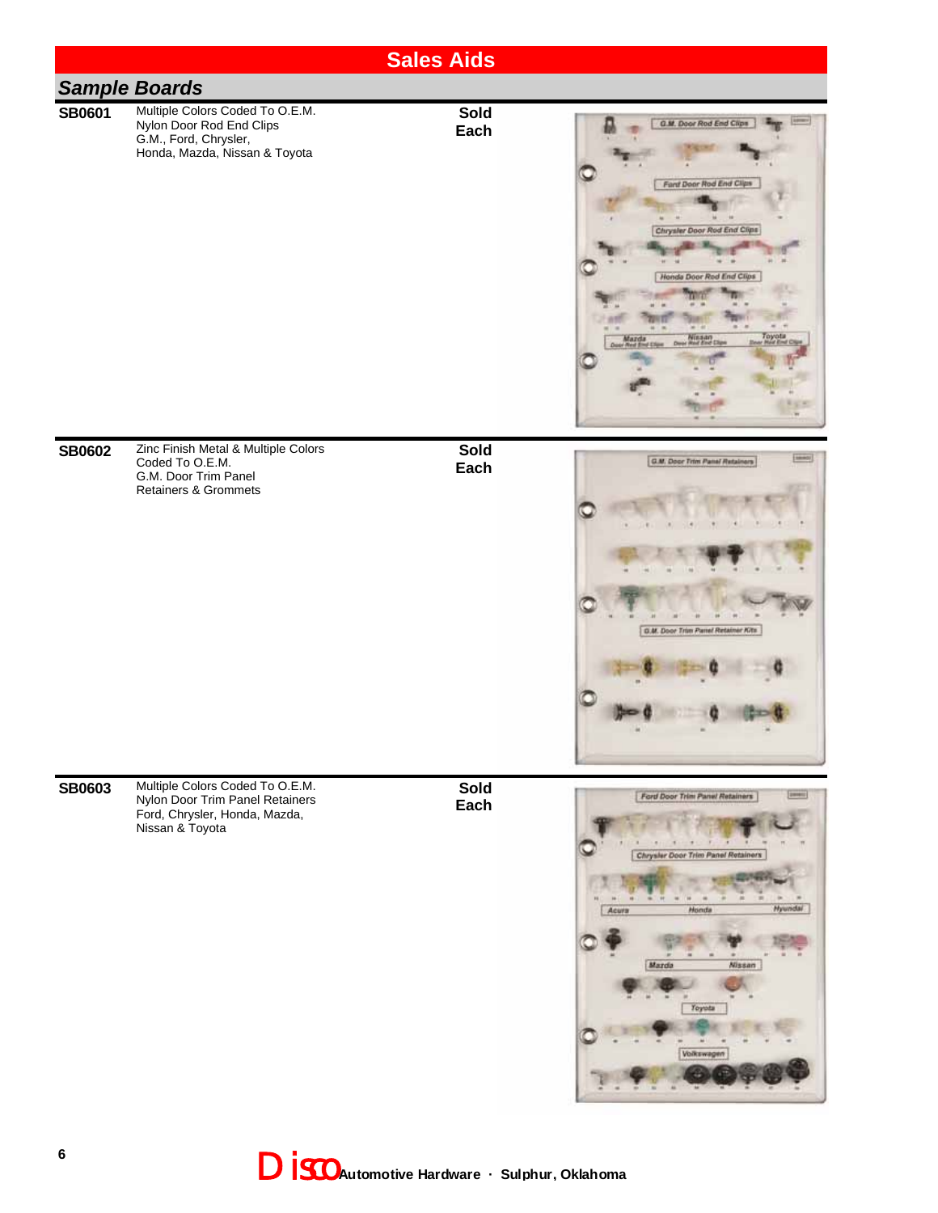# Sales Aids

## *Sample Boards*

| | | |
|---|---|---|
| **SB0601** | Multiple Colors Coded To O.E.M. Nylon Door Rod End Clips G.M., Ford, Chrysler, Honda, Mazda, Nissan & Toyota | **Sold Each** |
| **SB0602** | Zinc Finish Metal & Multiple Colors Coded To O.E.M. G.M. Door Trim Panel Retainers & Grommets | **Sold Each** |
| **SB0603** | Multiple Colors Coded To O.E.M. Nylon Door Trim Panel Retainers Ford, Chrysler, Honda, Mazda, Nissan & Toyota | **Sold Each** |

Disco **Automotive Hardware · Sulphur, Oklahoma**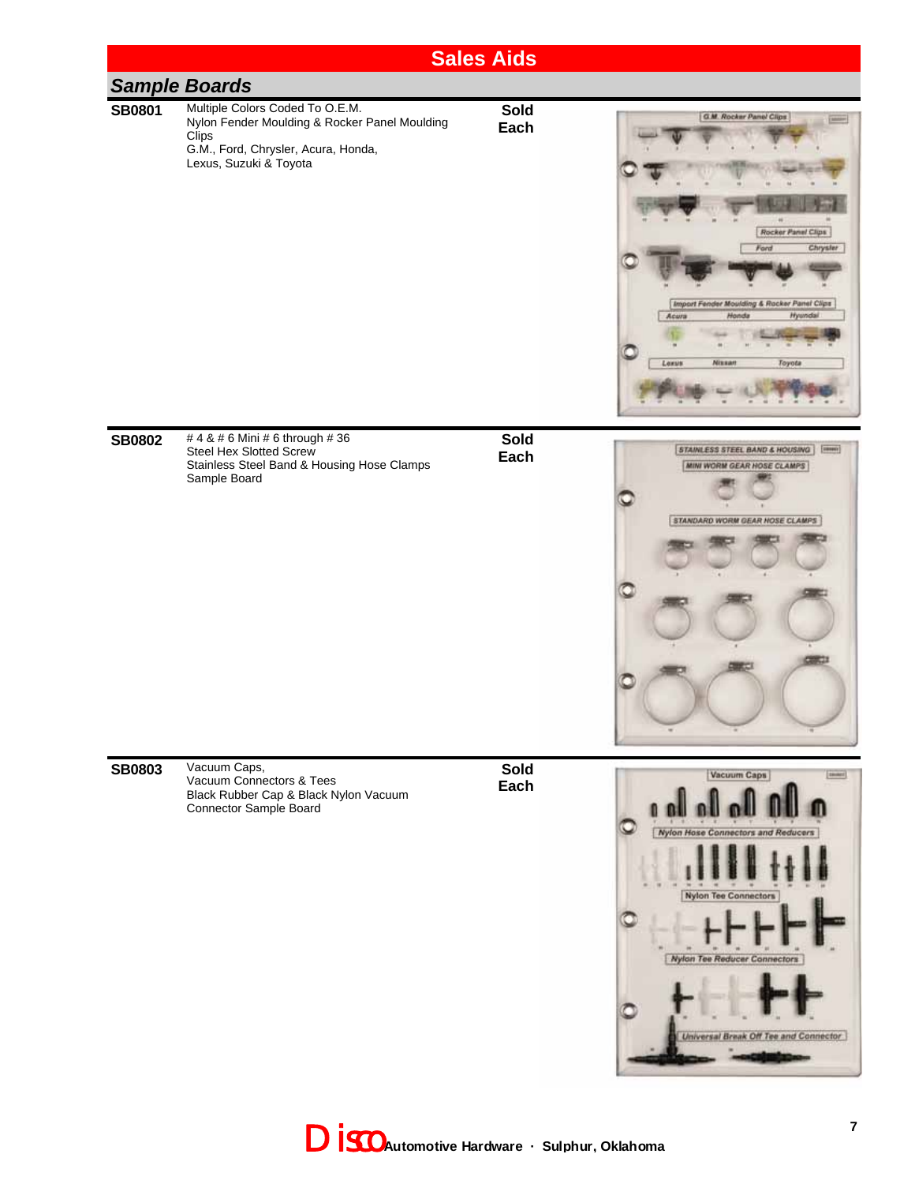# Sales Aids

## Sample Boards

| | | |
|---|---|---|
| **SB0801** | Multiple Colors Coded To O.E.M. Nylon Fender Moulding & Rocker Panel Moulding Clips G.M., Ford, Chrysler, Acura, Honda, Lexus, Suzuki & Toyota | **Sold Each** |
| **SB0802** | # 4 & # 6 Mini # 6 through # 36 Steel Hex Slotted Screw Stainless Steel Band & Housing Hose Clamps Sample Board | **Sold Each** |
| **SB0803** | Vacuum Caps, Vacuum Connectors & Tees Black Rubber Cap & Black Nylon Vacuum Connector Sample Board | **Sold Each** |

Disco Automotive Hardware · Sulphur, Oklahoma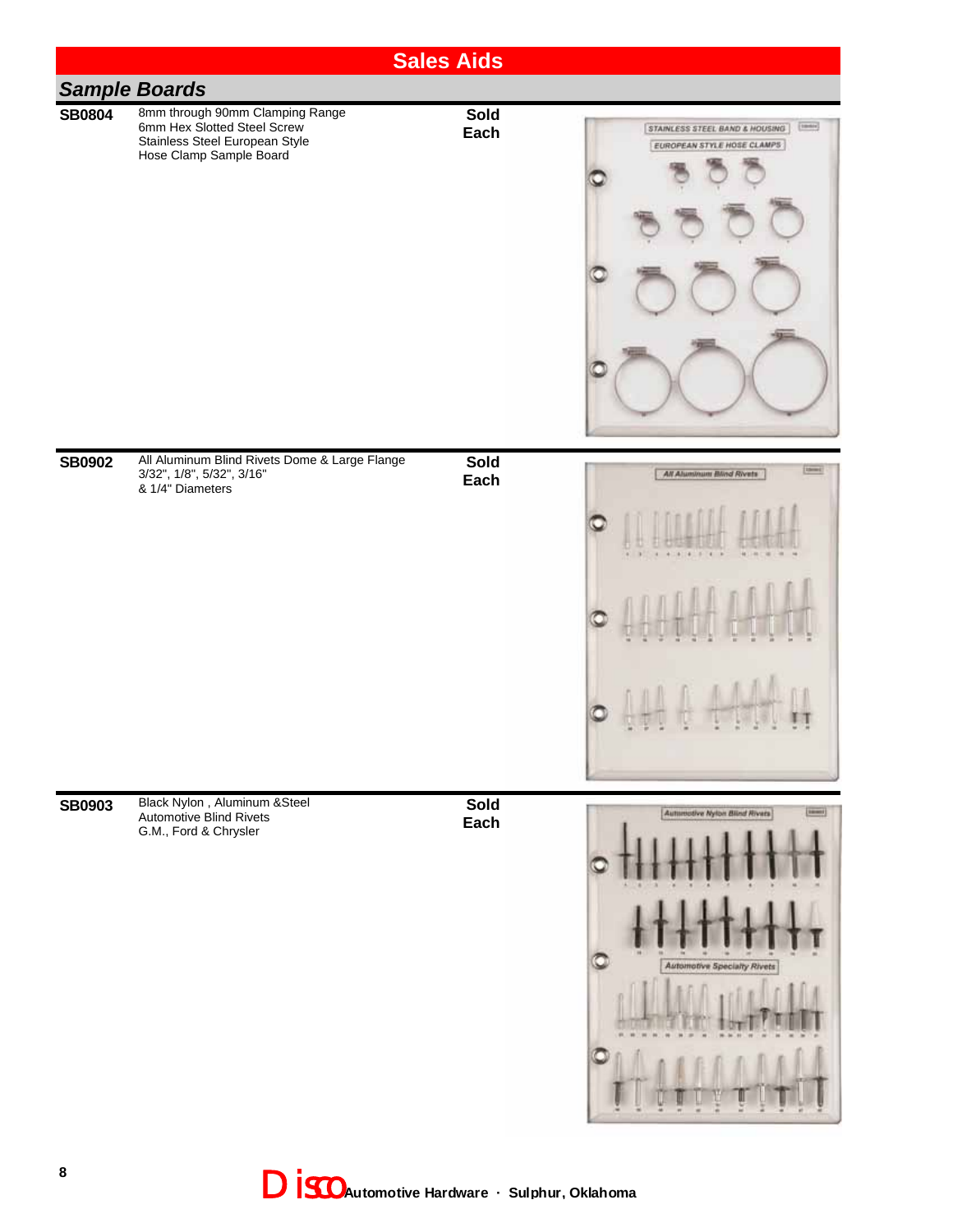# Sales Aids

## *Sample Boards*

**SB0804**

8mm through 90mm Clamping Range
6mm Hex Slotted Steel Screw
Stainless Steel European Style
Hose Clamp Sample Board

**Sold Each**

**SB0902**

All Aluminum Blind Rivets Dome & Large Flange
3/32", 1/8", 5/32", 3/16"
& 1/4" Diameters

**Sold Each**

**SB0903**

Black Nylon , Aluminum &Steel
Automotive Blind Rivets
G.M., Ford & Chrysler

**Sold Each**

Disco Automotive Hardware · Sulphur, Oklahoma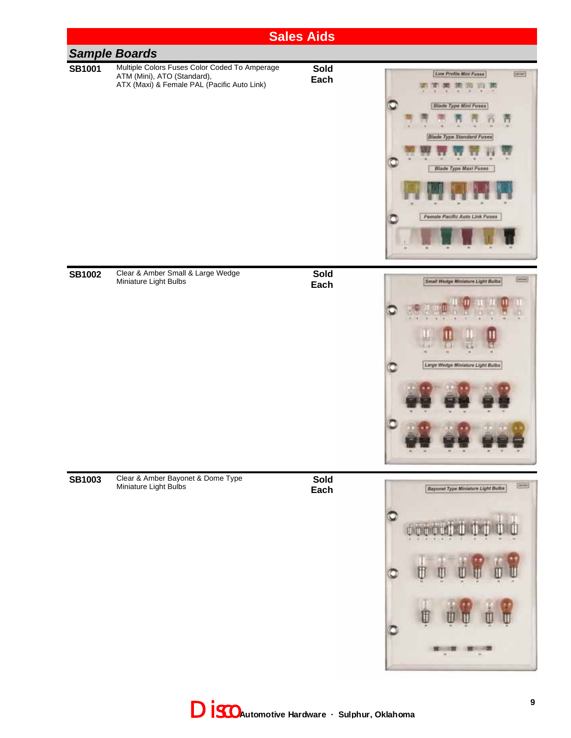# Sales Aids

## *Sample Boards*

| | | |
|---|---|---|
| **SB1001** | Multiple Colors Fuses Color Coded To Amperage ATM (Mini), ATO (Standard), ATX (Maxi) & Female PAL (Pacific Auto Link) | **Sold Each** |
| **SB1002** | Clear & Amber Small & Large Wedge Miniature Light Bulbs | **Sold Each** |
| **SB1003** | Clear & Amber Bayonet & Dome Type Miniature Light Bulbs | **Sold Each** |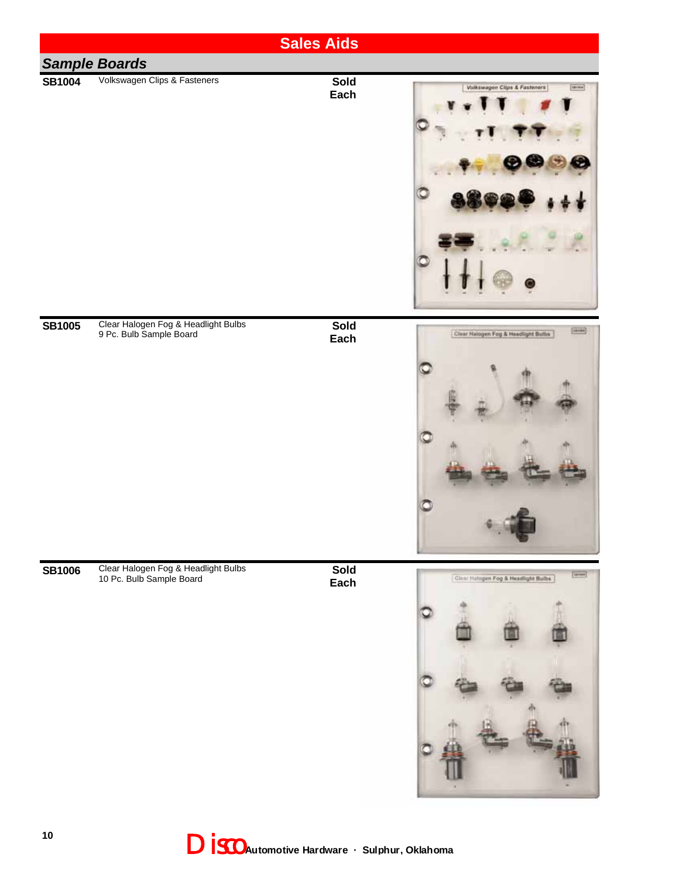# Sales Aids

## Sample Boards

**SB1004** Volkswagen Clips & Fasteners

**Sold Each**

**SB1005** Clear Halogen Fog & Headlight Bulbs
9 Pc. Bulb Sample Board

**Sold Each**

**SB1006** Clear Halogen Fog & Headlight Bulbs
10 Pc. Bulb Sample Board

**Sold Each**

Disco Automotive Hardware · Sulphur, Oklahoma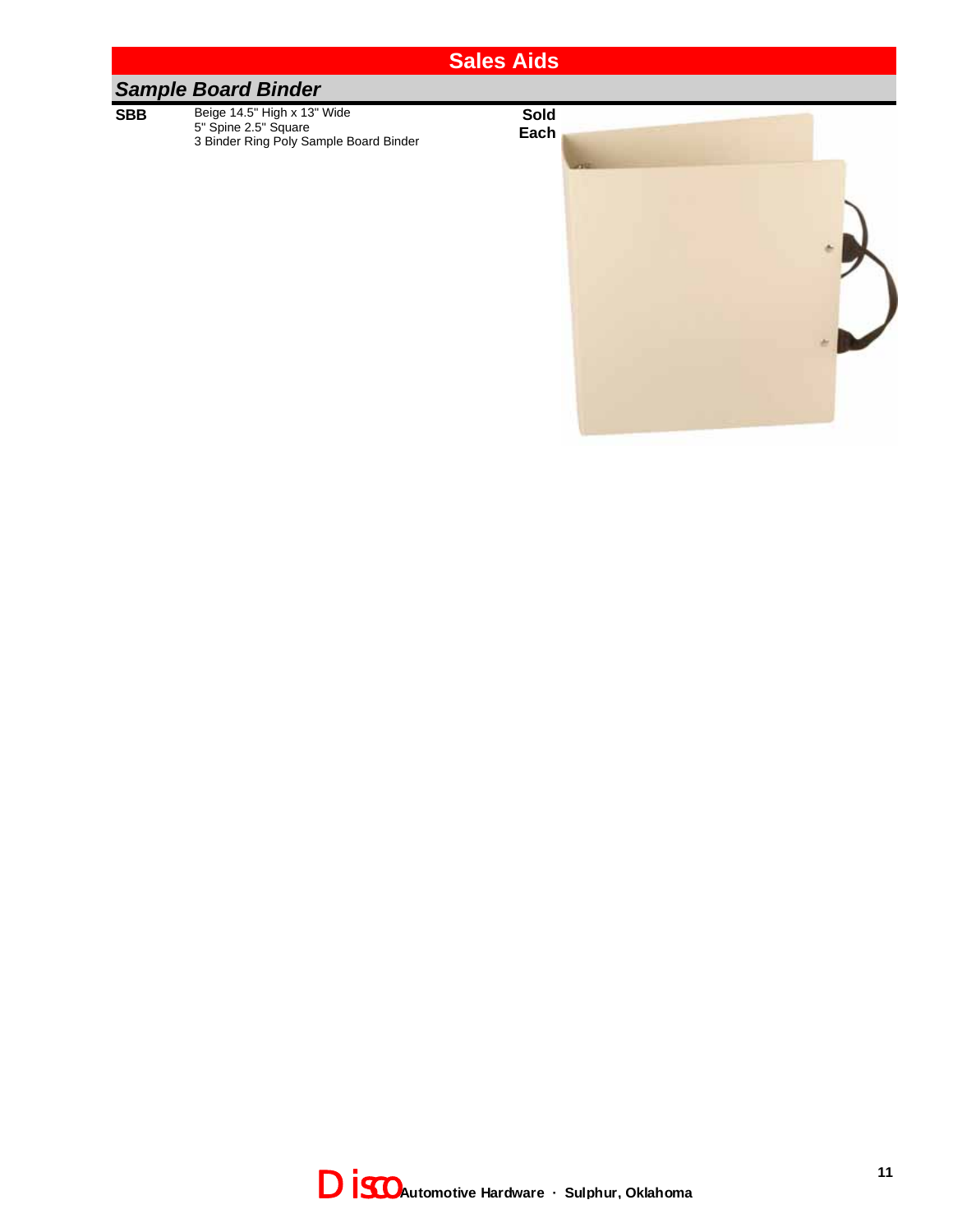# Sales Aids

## *Sample Board Binder*

**SBB** — Beige 14.5" High x 13" Wide  
5" Spine 2.5" Square  
3 Binder Ring Poly Sample Board Binder

**Sold Each**